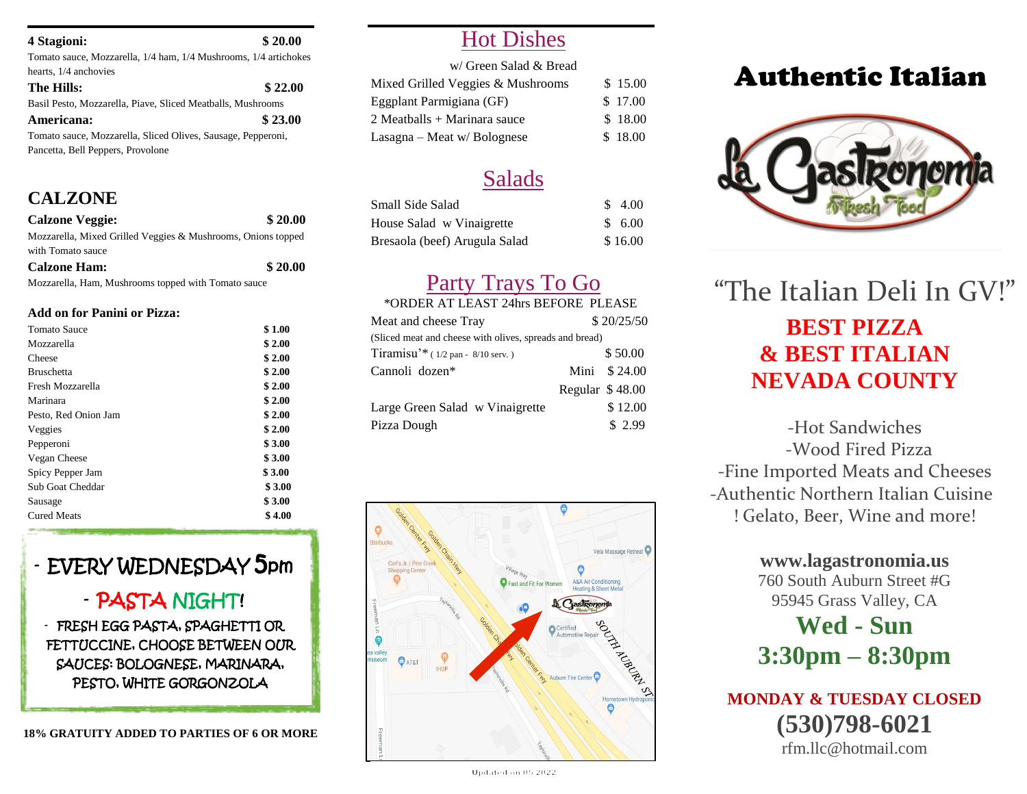**4 Stagioni:** **$ 20.00**
Tomato sauce, Mozzarella, 1/4 ham, 1/4 Mushrooms, 1/4 artichokes hearts, 1/4 anchovies

**The Hills:** **$ 22.00**
Basil Pesto, Mozzarella, Piave, Sliced Meatballs, Mushrooms

**Americana:** **$ 23.00**
Tomato sauce, Mozzarella, Sliced Olives, Sausage, Pepperoni, Pancetta, Bell Peppers, Provolone

## CALZONE

**Calzone Veggie:** **$ 20.00**
Mozzarella, Mixed Grilled Veggies & Mushrooms, Onions topped with Tomato sauce

**Calzone Ham:** **$ 20.00**
Mozzarella, Ham, Mushrooms topped with Tomato sauce

### Add on for Panini or Pizza:

| Item | Price |
|---|---|
| Tomato Sauce | $ 1.00 |
| Mozzarella | $ 2.00 |
| Cheese | $ 2.00 |
| Bruschetta | $ 2.00 |
| Fresh Mozzarella | $ 2.00 |
| Marinara | $ 2.00 |
| Pesto, Red Onion Jam | $ 2.00 |
| Veggies | $ 2.00 |
| Pepperoni | $ 3.00 |
| Vegan Cheese | $ 3.00 |
| Spicy Pepper Jam | $ 3.00 |
| Sub Goat Cheddar | $ 3.00 |
| Sausage | $ 3.00 |
| Cured Meats | $ 4.00 |

- EVERY WEDNESDAY 5pm

- PASTA NIGHT!

- FRESH EGG PASTA, SPAGHETTI OR FETTUCCINE. CHOOSE BETWEEN OUR SAUCES: BOLOGNESE, MARINARA, PESTO, WHITE GORGONZOLA

**18% GRATUITY ADDED TO PARTIES OF 6 OR MORE**

## Hot Dishes

w/ Green Salad & Bread

| Item | Price |
|---|---|
| Mixed Grilled Veggies & Mushrooms | $ 15.00 |
| Eggplant Parmigiana (GF) | $ 17.00 |
| 2 Meatballs + Marinara sauce | $ 18.00 |
| Lasagna – Meat w/ Bolognese | $ 18.00 |

## Salads

| Item | Price |
|---|---|
| Small Side Salad | $ 4.00 |
| House Salad w Vinaigrette | $ 6.00 |
| Bresaola (beef) Arugula Salad | $ 16.00 |

## Party Trays To Go

*ORDER AT LEAST 24hrs BEFORE PLEASE

| Item | | Price |
|---|---|---|
| Meat and cheese Tray | | $ 20/25/50 |
| (Sliced meat and cheese with olives, spreads and bread) | | |
| Tiramisu'* ( 1/2 pan - 8/10 serv. ) | | $ 50.00 |
| Cannoli dozen* | Mini | $ 24.00 |
| | Regular | $ 48.00 |
| Large Green Salad w Vinaigrette | | $ 12.00 |
| Pizza Dough | | $ 2.99 |

Updated on 05 2022

# Authentic Italian

La Gastronomia Fresh Food

## "The Italian Deli In GV!"

**BEST PIZZA & BEST ITALIAN NEVADA COUNTY**

-Hot Sandwiches
-Wood Fired Pizza
-Fine Imported Meats and Cheeses
-Authentic Northern Italian Cuisine
! Gelato, Beer, Wine and more!

**www.lagastronomia.us**
760 South Auburn Street #G
95945 Grass Valley, CA

**Wed - Sun**
**3:30pm – 8:30pm**

**MONDAY & TUESDAY CLOSED**
**(530)798-6021**
rfm.llc@hotmail.com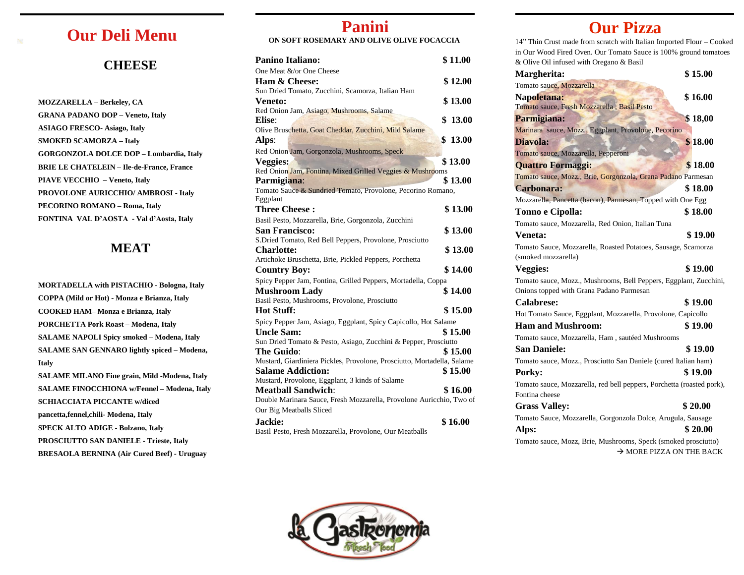# Our Deli Menu

## CHEESE

**MOZZARELLA – Berkeley, CA**
**GRANA PADANO DOP – Veneto, Italy**
**ASIAGO FRESCO- Asiago, Italy**
**SMOKED SCAMORZA – Italy**
**GORGONZOLA DOLCE DOP – Lombardia, Italy**
**BRIE LE CHATELEIN – Ile-de-France, France**
**PIAVE VECCHIO – Veneto, Italy**
**PROVOLONE AURICCHIO/ AMBROSI - Italy**
**PECORINO ROMANO – Roma, Italy**
**FONTINA VAL D'AOSTA - Val d'Aosta, Italy**

## MEAT

**MORTADELLA with PISTACHIO - Bologna, Italy**
**COPPA (Mild or Hot) - Monza e Brianza, Italy**
**COOKED HAM– Monza e Brianza, Italy**
**PORCHETTA Pork Roast – Modena, Italy**
**SALAME NAPOLI Spicy smoked – Modena, Italy**
**SALAME SAN GENNARO lightly spiced – Modena, Italy**
**SALAME MILANO Fine grain, Mild -Modena, Italy**
**SALAME FINOCCHIONA w/Fennel – Modena, Italy**
**SCHIACCIATA PICCANTE w/diced pancetta,fennel,chili- Modena, Italy**
**SPECK ALTO ADIGE - Bolzano, Italy**
**PROSCIUTTO SAN DANIELE - Trieste, Italy**
**BRESAOLA BERNINA (Air Cured Beef) - Uruguay**

# Panini

**ON SOFT ROSEMARY AND OLIVE OLIVE FOCACCIA**

**Panino Italiano:** $ 11.00
One Meat &/or One Cheese

**Ham & Cheese:** $ 12.00
Sun Dried Tomato, Zucchini, Scamorza, Italian Ham

**Veneto:** $ 13.00
Red Onion Jam, Asiago, Mushrooms, Salame

**Elise**: $ 13.00
Olive Bruschetta, Goat Cheddar, Zucchini, Mild Salame

**Alps**: $ 13.00
Red Onion Jam, Gorgonzola, Mushrooms, Speck

**Veggies:** $ 13.00
Red Onion Jam, Fontina, Mixed Grilled Veggies & Mushrooms

**Parmigiana**: $ 13.00
Tomato Sauce & Sundried Tomato, Provolone, Pecorino Romano, Eggplant

**Three Cheese :** $ 13.00
Basil Pesto, Mozzarella, Brie, Gorgonzola, Zucchini

**San Francisco:** $ 13.00
S.Dried Tomato, Red Bell Peppers, Provolone, Prosciutto

**Charlotte:** $ 13.00
Artichoke Bruschetta, Brie, Pickled Peppers, Porchetta

**Country Boy:** $ 14.00
Spicy Pepper Jam, Fontina, Grilled Peppers, Mortadella, Coppa

**Mushroom Lady** $ 14.00
Basil Pesto, Mushrooms, Provolone, Prosciutto

**Hot Stuff:** $ 15.00
Spicy Pepper Jam, Asiago, Eggplant, Spicy Capicollo, Hot Salame

**Uncle Sam:** $ 15.00
Sun Dried Tomato & Pesto, Asiago, Zucchini & Pepper, Prosciutto

**The Guido**: $ 15.00
Mustard, Giardiniera Pickles, Provolone, Prosciutto, Mortadella, Salame

**Salame Addiction:** $ 15.00
Mustard, Provolone, Eggplant, 3 kinds of Salame

**Meatball Sandwich**: $ 16.00
Double Marinara Sauce, Fresh Mozzarella, Provolone Auricchio, Two of Our Big Meatballs Sliced

**Jackie:** $ 16.00
Basil Pesto, Fresh Mozzarella, Provolone, Our Meatballs

# Our Pizza

14" Thin Crust made from scratch with Italian Imported Flour – Cooked in Our Wood Fired Oven. Our Tomato Sauce is 100% ground tomatoes & Olive Oil infused with Oregano & Basil

**Margherita:** $ 15.00
Tomato sauce, Mozzarella

**Napoletana:** $ 16.00
Tomato sauce, Fresh Mozzarella , Basil Pesto

**Parmigiana:** $ 18,00
Marinara sauce, Mozz., Eggplant, Provolone, Pecorino

**Diavola:** $ 18.00
Tomato sauce, Mozzarella, Pepperoni

**Quattro Formaggi:** $ 18.00
Tomato sauce, Mozz., Brie, Gorgonzola, Grana Padano Parmesan

**Carbonara:** $ 18.00
Mozzarella, Pancetta (bacon), Parmesan, Topped with One Egg

**Tonno e Cipolla:** $ 18.00
Tomato sauce, Mozzarella, Red Onion, Italian Tuna

**Veneta:** $ 19.00
Tomato Sauce, Mozzarella, Roasted Potatoes, Sausage, Scamorza (smoked mozzarella)

**Veggies:** $ 19.00
Tomato sauce, Mozz., Mushrooms, Bell Peppers, Eggplant, Zucchini, Onions topped with Grana Padano Parmesan

**Calabrese:** $ 19.00
Hot Tomato Sauce, Eggplant, Mozzarella, Provolone, Capicollo

**Ham and Mushroom:** $ 19.00
Tomato sauce, Mozzarella, Ham , sautéed Mushrooms

**San Daniele:** $ 19.00
Tomato sauce, Mozz., Prosciutto San Daniele (cured Italian ham)

**Porky:** $ 19.00
Tomato sauce, Mozzarella, red bell peppers, Porchetta (roasted pork), Fontina cheese

**Grass Valley:** $ 20.00
Tomato Sauce, Mozzarella, Gorgonzola Dolce, Arugula, Sausage

**Alps:** $ 20.00
Tomato sauce, Mozz, Brie, Mushrooms, Speck (smoked prosciutto)

→ MORE PIZZA ON THE BACK

La Gastronomia
Fresh Food